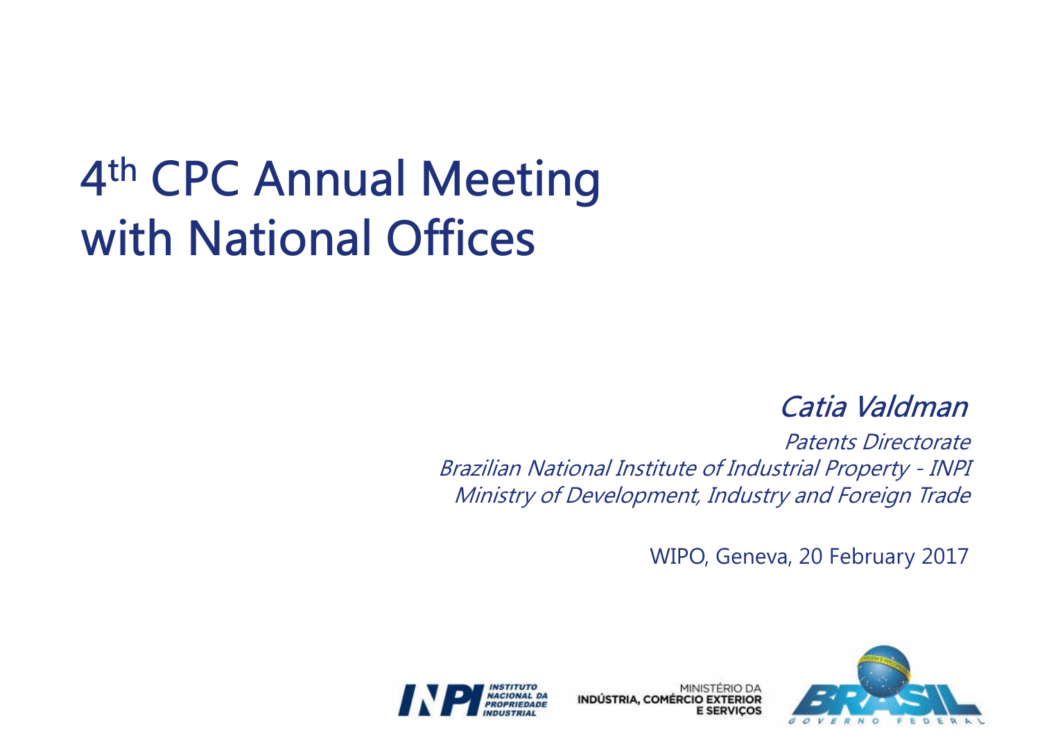# 4th CPC Annual Meeting with National Offices

*Catia Valdman*

*Patents Directorate*
*Brazilian National Institute of Industrial Property - INPI*
*Ministry of Development, Industry and Foreign Trade*

WIPO, Geneva, 20 February 2017

INPI INSTITUTO NACIONAL DA PROPRIEDADE INDUSTRIAL

MINISTÉRIO DA INDÚSTRIA, COMÉRCIO EXTERIOR E SERVIÇOS

BRASIL GOVERNO FEDERAL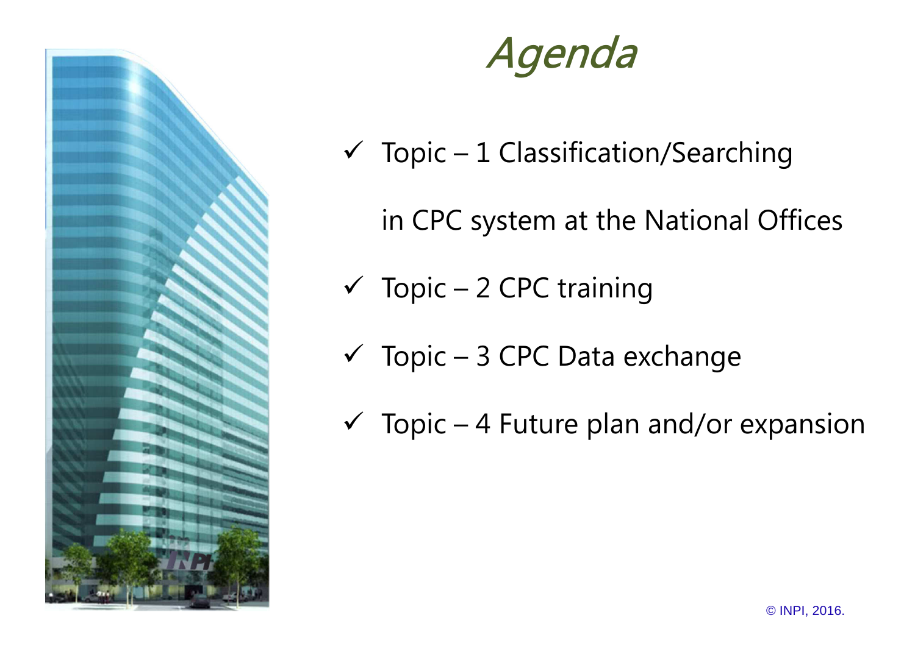# Agenda

- ✓ Topic – 1 Classification/Searching in CPC system at the National Offices
- ✓ Topic – 2 CPC training
- ✓ Topic – 3 CPC Data exchange
- ✓ Topic – 4 Future plan and/or expansion

© INPI, 2016.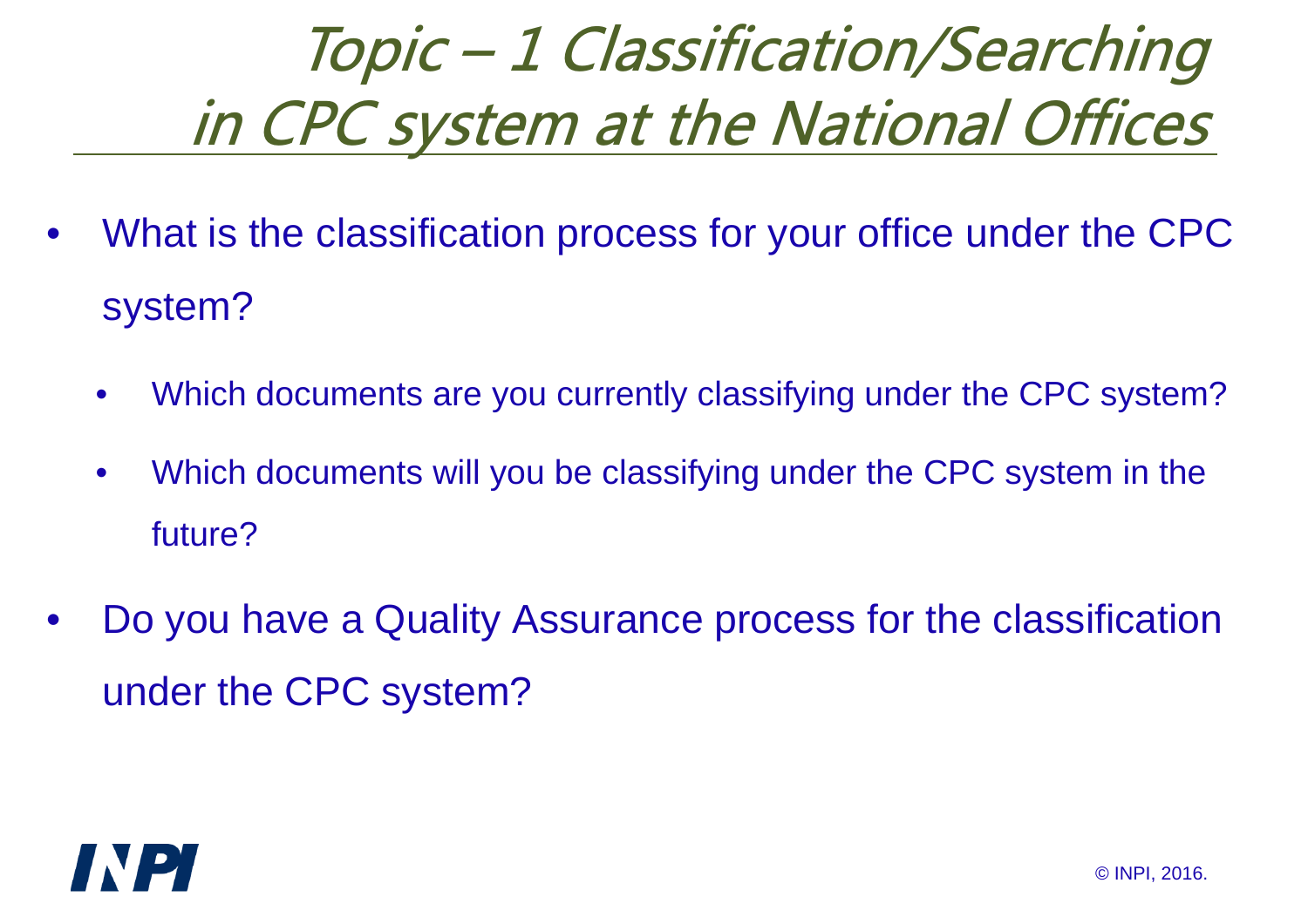# Topic – 1 Classification/Searching in CPC system at the National Offices

- What is the classification process for your office under the CPC system?
  - Which documents are you currently classifying under the CPC system?
  - Which documents will you be classifying under the CPC system in the future?
- Do you have a Quality Assurance process for the classification under the CPC system?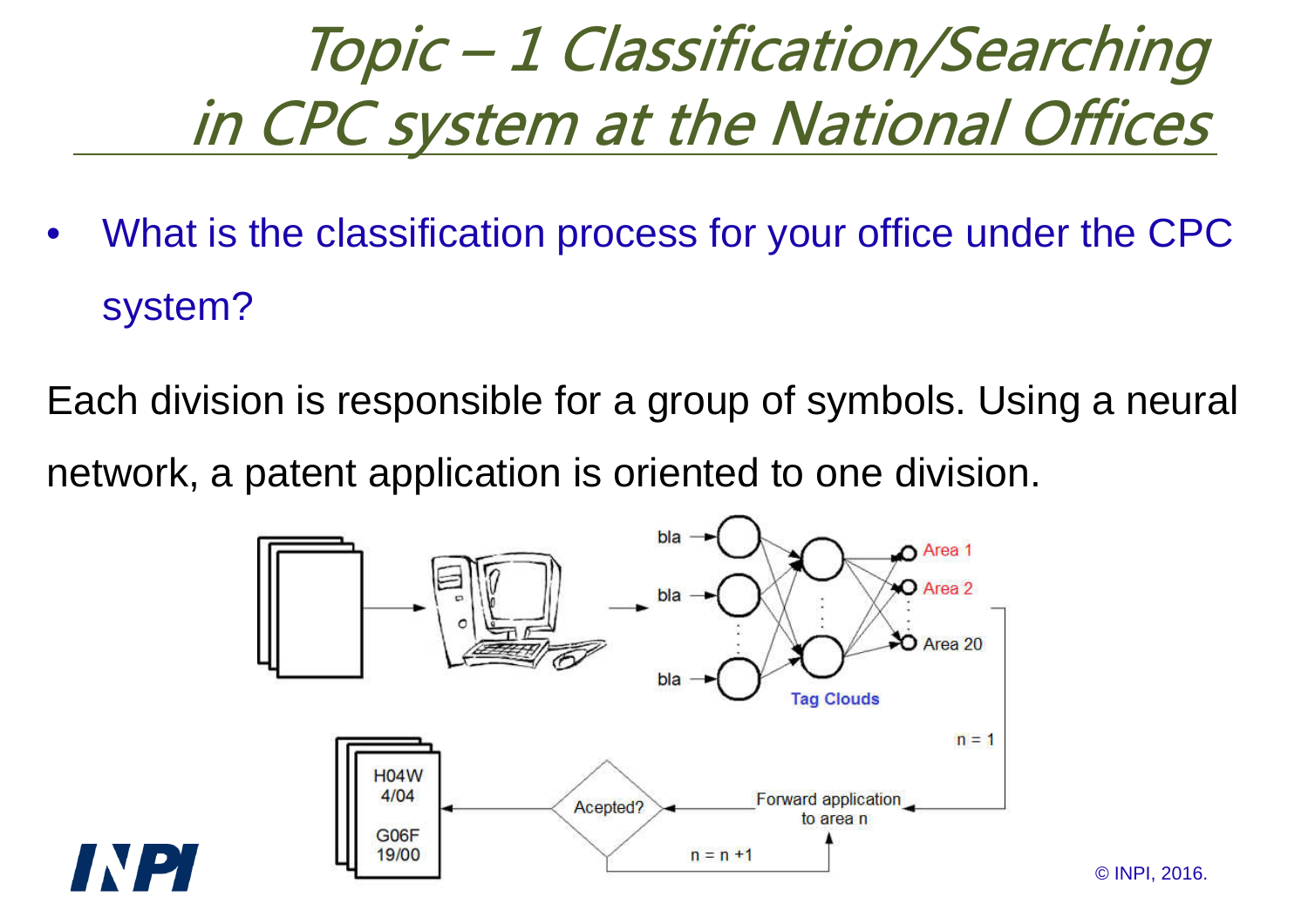# Topic – 1 Classification/Searching in CPC system at the National Offices

- What is the classification process for your office under the CPC system?

Each division is responsible for a group of symbols. Using a neural network, a patent application is oriented to one division.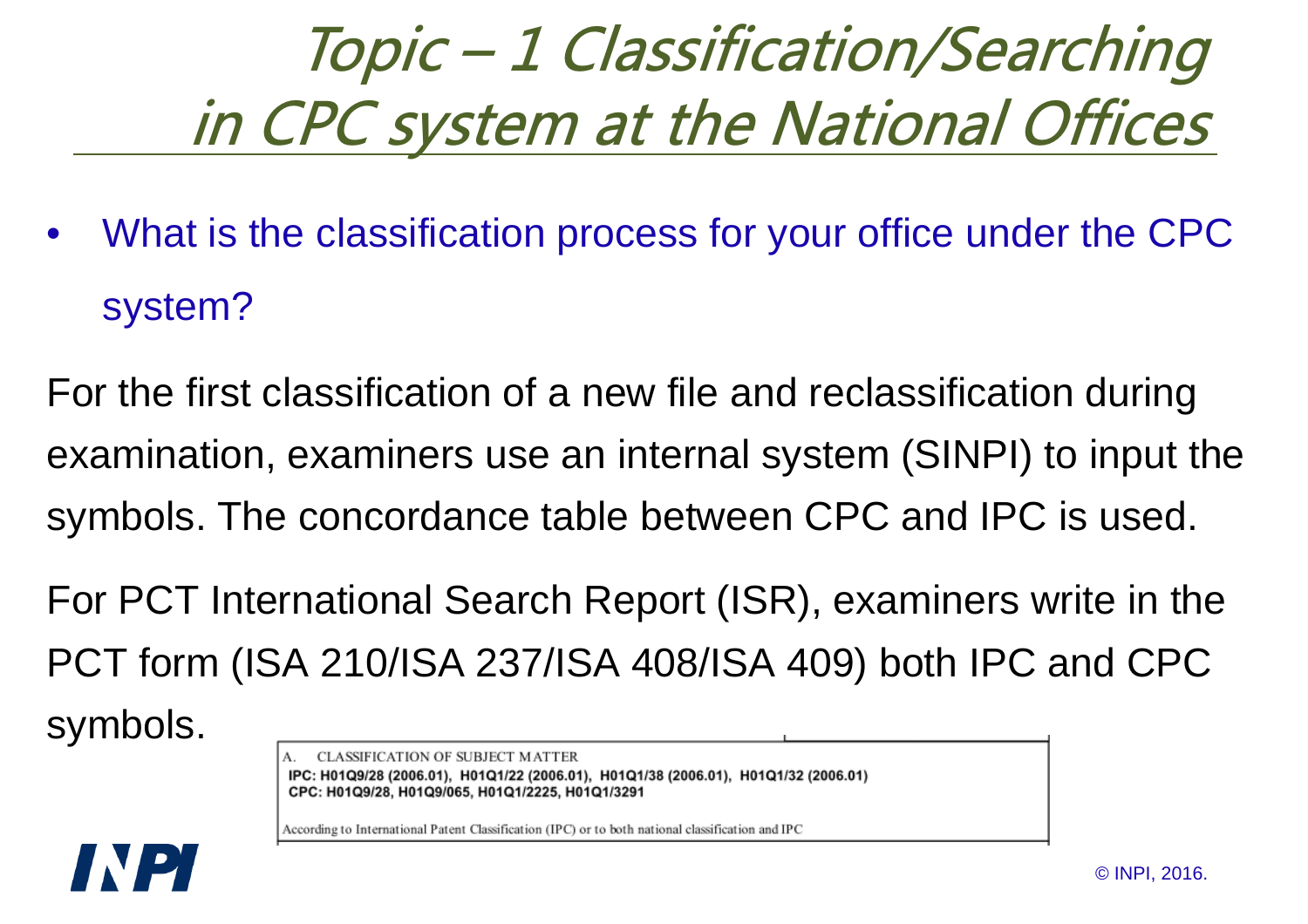# Topic – 1 Classification/Searching in CPC system at the National Offices

- What is the classification process for your office under the CPC system?

For the first classification of a new file and reclassification during examination, examiners use an internal system (SINPI) to input the symbols. The concordance table between CPC and IPC is used.

For PCT International Search Report (ISR), examiners write in the PCT form (ISA 210/ISA 237/ISA 408/ISA 409) both IPC and CPC symbols.

A. CLASSIFICATION OF SUBJECT MATTER
IPC: H01Q9/28 (2006.01), H01Q1/22 (2006.01), H01Q1/38 (2006.01), H01Q1/32 (2006.01)
CPC: H01Q9/28, H01Q9/065, H01Q1/2225, H01Q1/3291

According to International Patent Classification (IPC) or to both national classification and IPC

© INPI, 2016.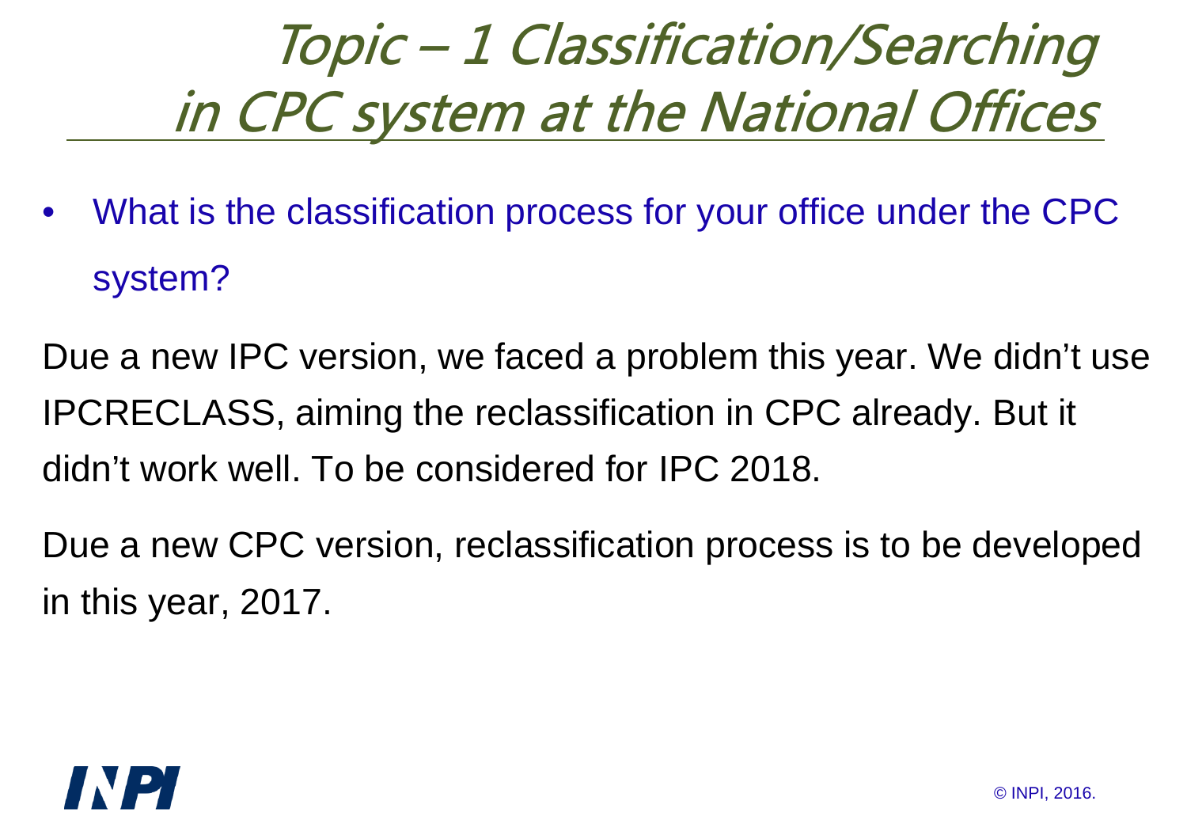# Topic – 1 Classification/Searching in CPC system at the National Offices

- What is the classification process for your office under the CPC system?

Due a new IPC version, we faced a problem this year. We didn't use IPCRECLASS, aiming the reclassification in CPC already. But it didn't work well. To be considered for IPC 2018.

Due a new CPC version, reclassification process is to be developed in this year, 2017.

INPI

© INPI, 2016.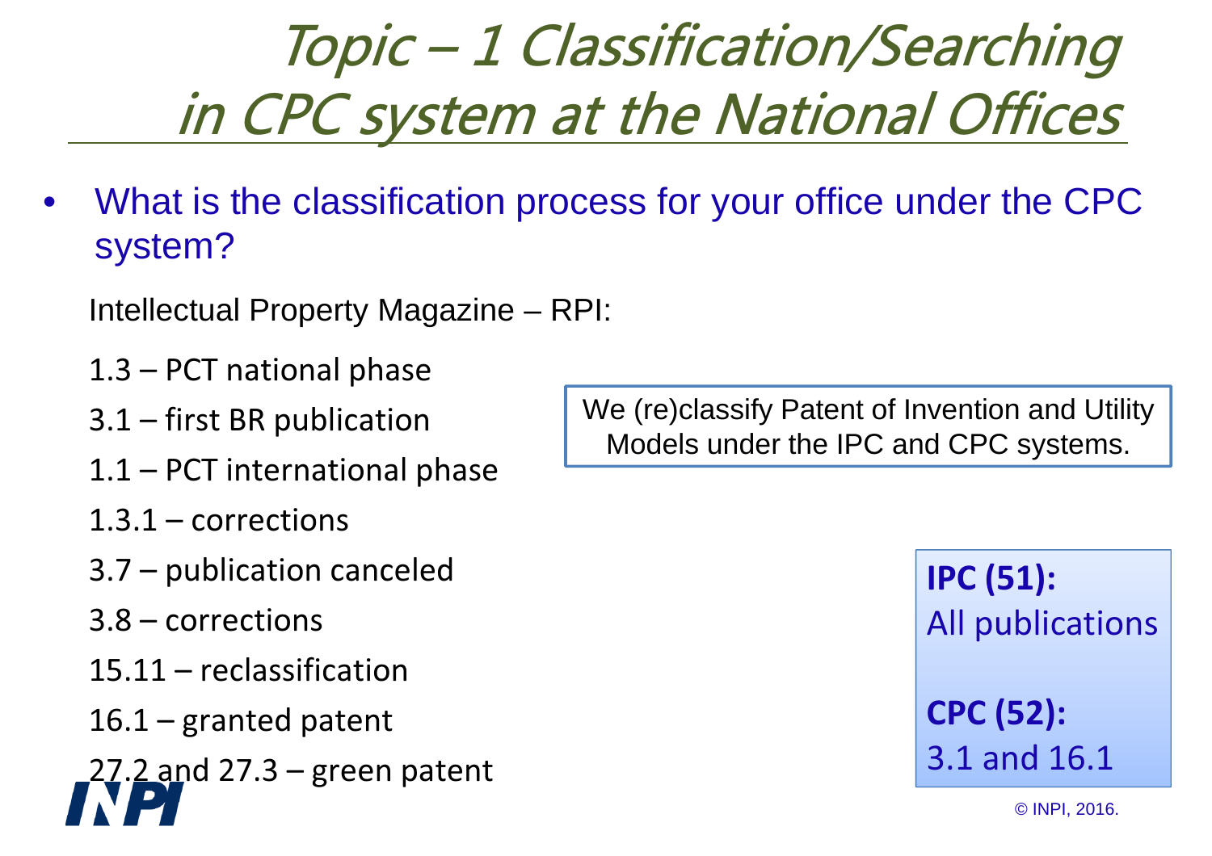# *Topic – 1 Classification/Searching in CPC system at the National Offices*

- What is the classification process for your office under the CPC system?

Intellectual Property Magazine – RPI:

1.3 – PCT national phase

3.1 – first BR publication

1.1 – PCT international phase

1.3.1 – corrections

3.7 – publication canceled

3.8 – corrections

15.11 – reclassification

16.1 – granted patent

27.2 and 27.3 – green patent

We (re)classify Patent of Invention and Utility Models under the IPC and CPC systems.

**IPC (51):**
All publications

**CPC (52):**
3.1 and 16.1

© INPI, 2016.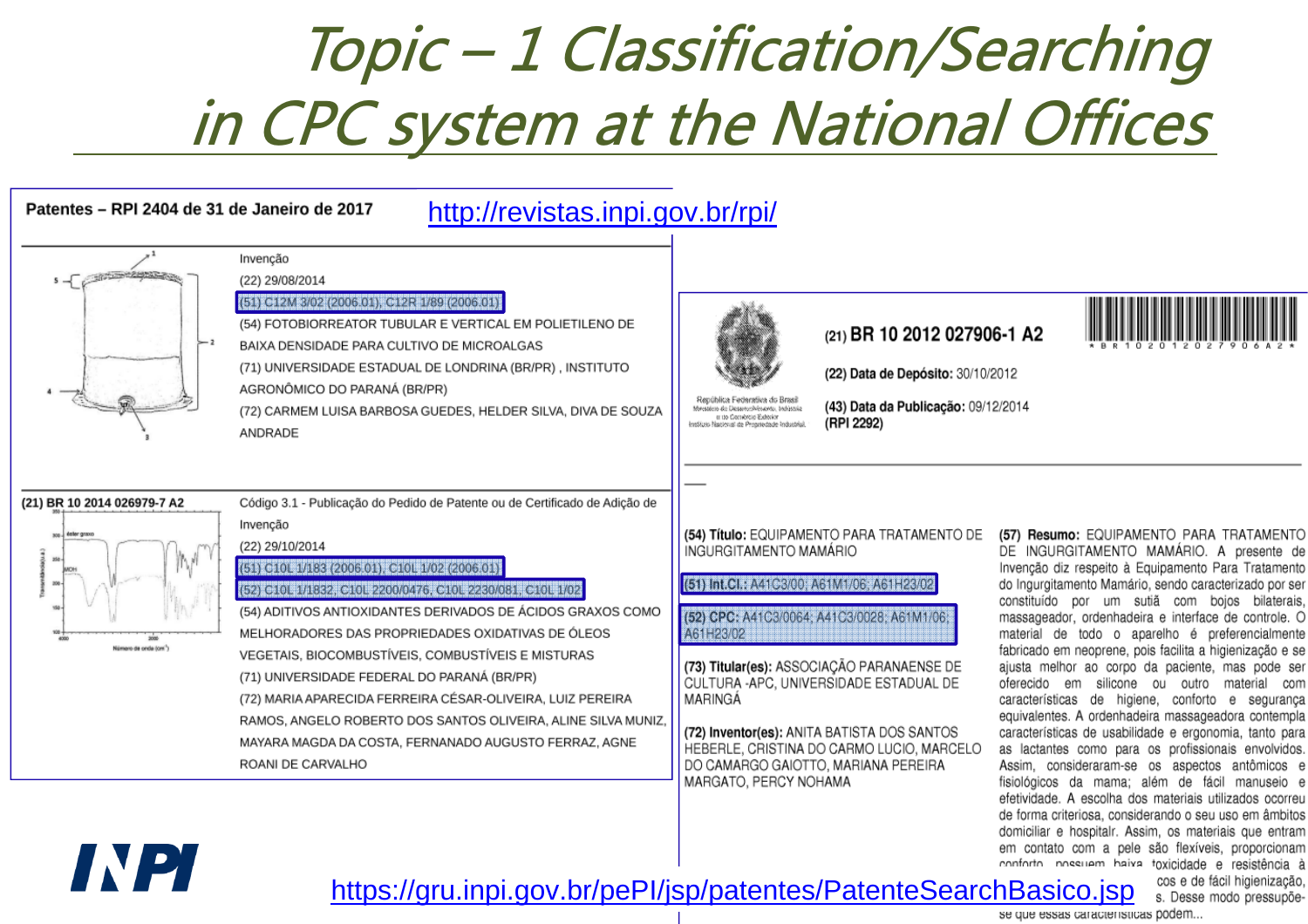# Topic – 1 Classification/Searching in CPC system at the National Offices

**Patentes – RPI 2404 de 31 de Janeiro de 2017** http://revistas.inpi.gov.br/rpi/

Invenção

(22) 29/08/2014

(51) C12M 3/02 (2006.01), C12R 1/89 (2006.01)

(54) FOTOBIORREATOR TUBULAR E VERTICAL EM POLIETILENO DE BAIXA DENSIDADE PARA CULTIVO DE MICROALGAS

(71) UNIVERSIDADE ESTADUAL DE LONDRINA (BR/PR) , INSTITUTO AGRONÔMICO DO PARANÁ (BR/PR)

(72) CARMEM LUISA BARBOSA GUEDES, HELDER SILVA, DIVA DE SOUZA ANDRADE

**(21) BR 10 2014 026979-7 A2**

Código 3.1 - Publicação do Pedido de Patente ou de Certificado de Adição de Invenção

(22) 29/10/2014

(51) C10L 1/183 (2006.01), C10L 1/02 (2006.01)

(52) C10L 1/1832, C10L 2200/0476, C10L 2230/081, C10L 1/02

(54) ADITIVOS ANTIOXIDANTES DERIVADOS DE ÁCIDOS GRAXOS COMO MELHORADORES DAS PROPRIEDADES OXIDATIVAS DE ÓLEOS VEGETAIS, BIOCOMBUSTÍVEIS, COMBUSTÍVEIS E MISTURAS

(71) UNIVERSIDADE FEDERAL DO PARANÁ (BR/PR)

(72) MARIA APARECIDA FERREIRA CÉSAR-OLIVEIRA, LUIZ PEREIRA RAMOS, ANGELO ROBERTO DOS SANTOS OLIVEIRA, ALINE SILVA MUNIZ, MAYARA MAGDA DA COSTA, FERNANADO AUGUSTO FERRAZ, AGNE ROANI DE CARVALHO

República Federativa do Brasil
Ministério do Desenvolvimento, Indústria e do Comércio Exterior
Instituto Nacional da Propriedade Industrial

(21) **BR 10 2012 027906-1 A2**

**(22) Data de Depósito:** 30/10/2012

**(43) Data da Publicação:** 09/12/2014 **(RPI 2292)**

**(54) Título:** EQUIPAMENTO PARA TRATAMENTO DE INGURGITAMENTO MAMÁRIO

**(51) Int.Cl.:** A41C3/00; A61M1/06; A61H23/02

**(52) CPC:** A41C3/0064; A41C3/0028; A61M1/06; A61H23/02

**(73) Titular(es):** ASSOCIAÇÃO PARANAENSE DE CULTURA -APC, UNIVERSIDADE ESTADUAL DE MARINGÁ

**(72) Inventor(es):** ANITA BATISTA DOS SANTOS HEBERLE, CRISTINA DO CARMO LUCIO, MARCELO DO CAMARGO GAIOTTO, MARIANA PEREIRA MARGATO, PERCY NOHAMA

**(57) Resumo:** EQUIPAMENTO PARA TRATAMENTO DE INGURGITAMENTO MAMÁRIO. A presente de Invenção diz respeito à Equipamento Para Tratamento do Ingurgitamento Mamário, sendo caracterizado por ser constituído por um sutiã com bojos bilaterais, massageador, ordenhadeira e interface de controle. O material de todo o aparelho é preferencialmente fabricado em neoprene, pois facilita a higienização e se ajusta melhor ao corpo da paciente, mas pode ser oferecido em silicone ou outro material com características de higiene, conforto e segurança equivalentes. A ordenhadeira massageadora contempla características de usabilidade e ergonomia, tanto para as lactantes como para os profissionais envolvidos. Assim, consideraram-se os aspectos antômicos e fisiológicos da mama; além de fácil manuseio e efetividade. A escolha dos materiais utilizados ocorreu de forma criteriosa, considerando o seu uso em âmbitos domiciliar e hospitalr. Assim, os materiais que entram em contato com a pele são flexíveis, proporcionam conforto, possuem baixa toxicidade e resistência à ... cos e de fácil higienização, ... s. Desse modo pressupõe-se que essas características podem...

https://gru.inpi.gov.br/pePI/jsp/patentes/PatenteSearchBasico.jsp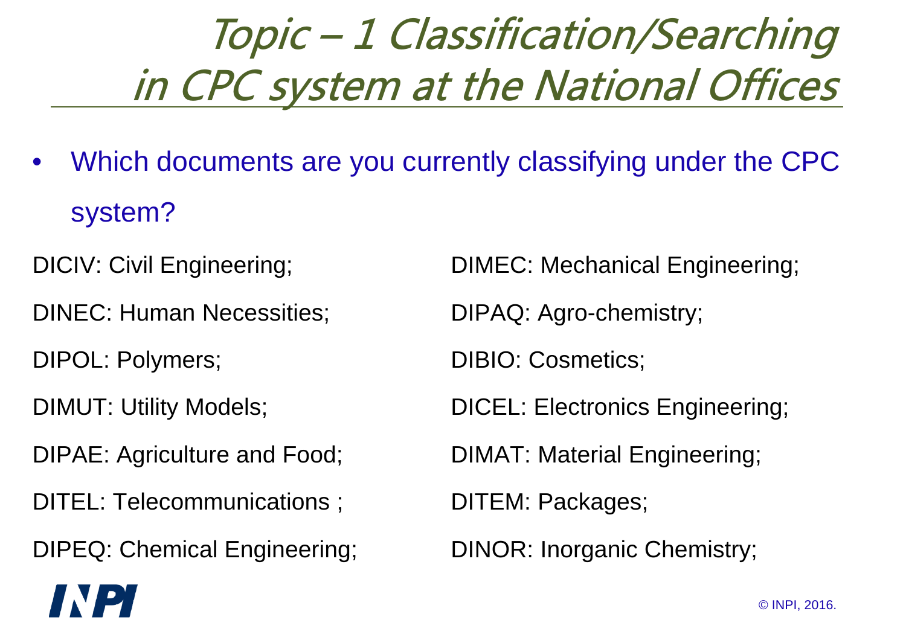# Topic – 1 Classification/Searching in CPC system at the National Offices

- Which documents are you currently classifying under the CPC system?

DICIV: Civil Engineering;

DINEC: Human Necessities;

DIPOL: Polymers;

DIMUT: Utility Models;

DIPAE: Agriculture and Food;

DITEL: Telecommunications ;

DIPEQ: Chemical Engineering;

DIMEC: Mechanical Engineering;

DIPAQ: Agro-chemistry;

DIBIO: Cosmetics;

DICEL: Electronics Engineering;

DIMAT: Material Engineering;

DITEM: Packages;

DINOR: Inorganic Chemistry;

© INPI, 2016.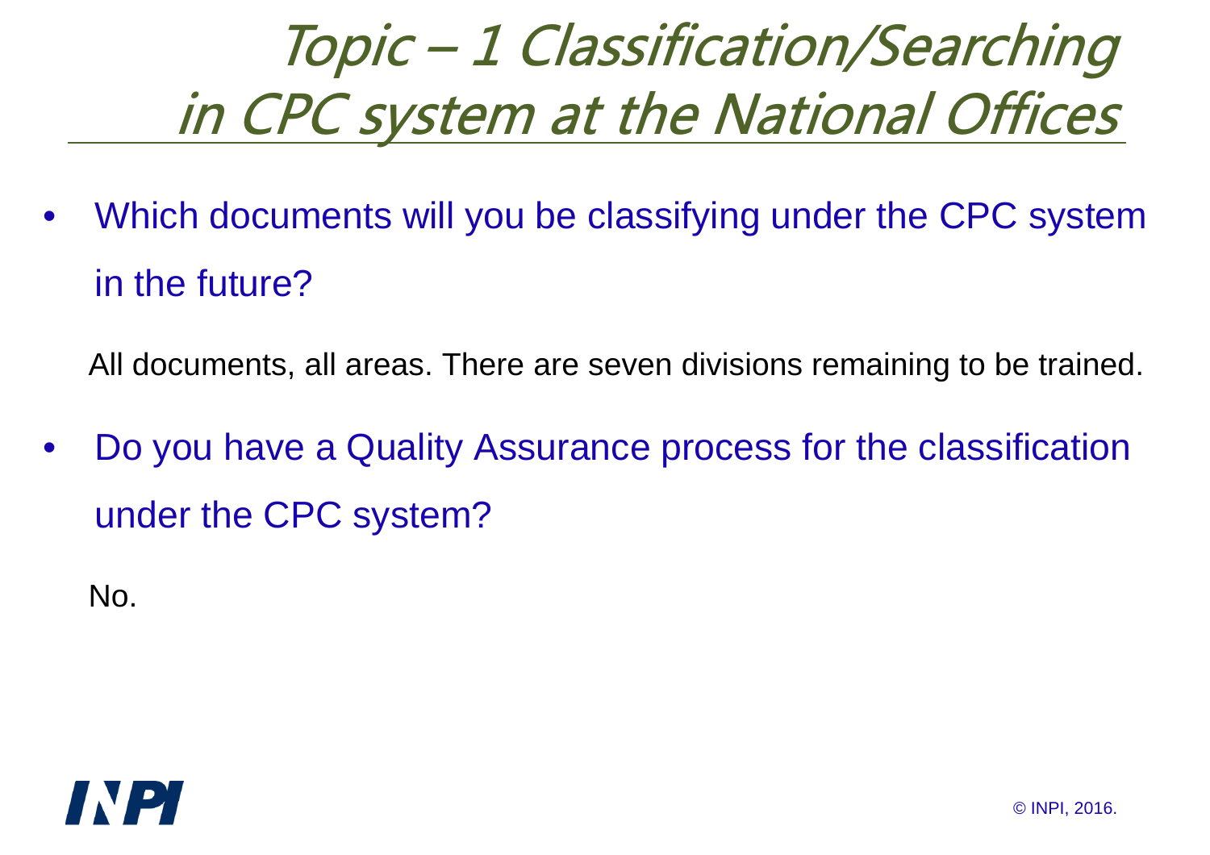# *Topic – 1 Classification/Searching in CPC system at the National Offices*

- Which documents will you be classifying under the CPC system in the future?

All documents, all areas. There are seven divisions remaining to be trained.

- Do you have a Quality Assurance process for the classification under the CPC system?

No.

© INPI, 2016.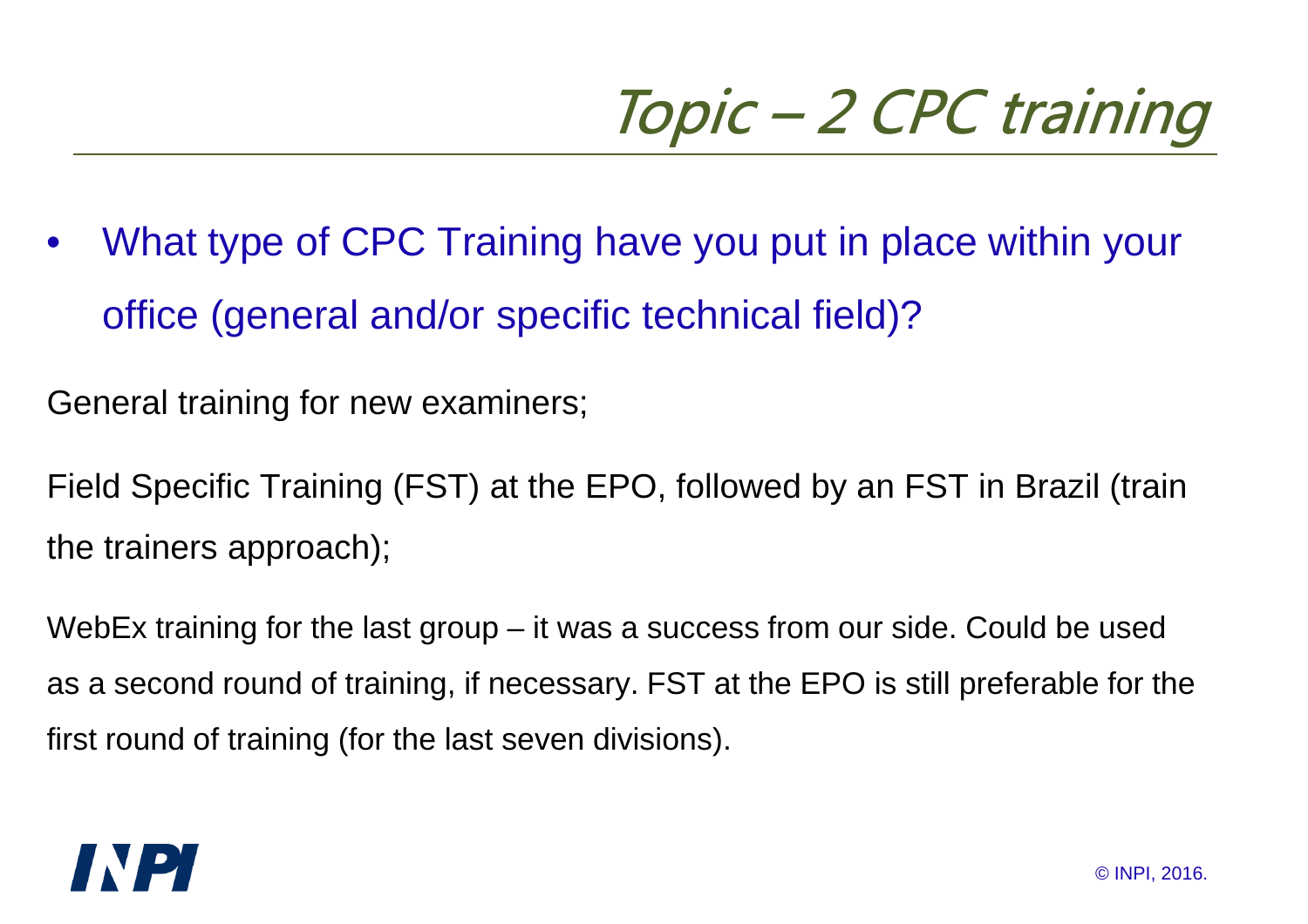# Topic – 2 CPC training

- What type of CPC Training have you put in place within your office (general and/or specific technical field)?

General training for new examiners;

Field Specific Training (FST) at the EPO, followed by an FST in Brazil (train the trainers approach);

WebEx training for the last group – it was a success from our side. Could be used as a second round of training, if necessary. FST at the EPO is still preferable for the first round of training (for the last seven divisions).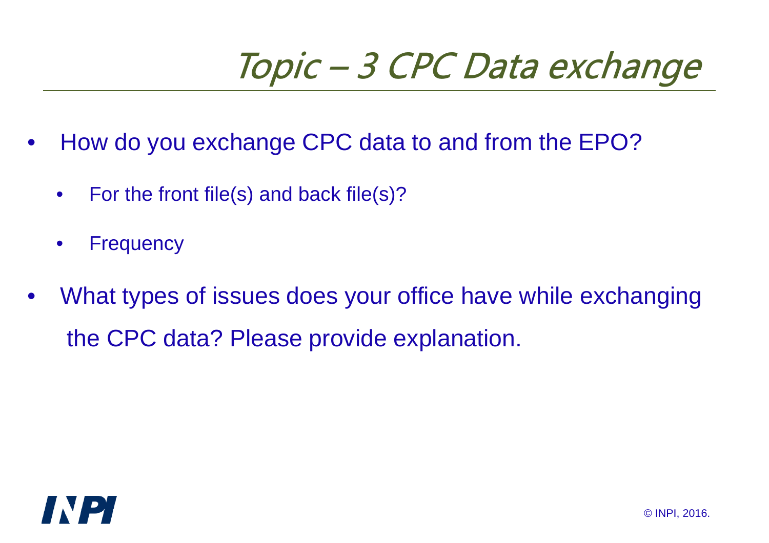# Topic – 3 CPC Data exchange

- How do you exchange CPC data to and from the EPO?
  - For the front file(s) and back file(s)?
  - Frequency
- What types of issues does your office have while exchanging the CPC data? Please provide explanation.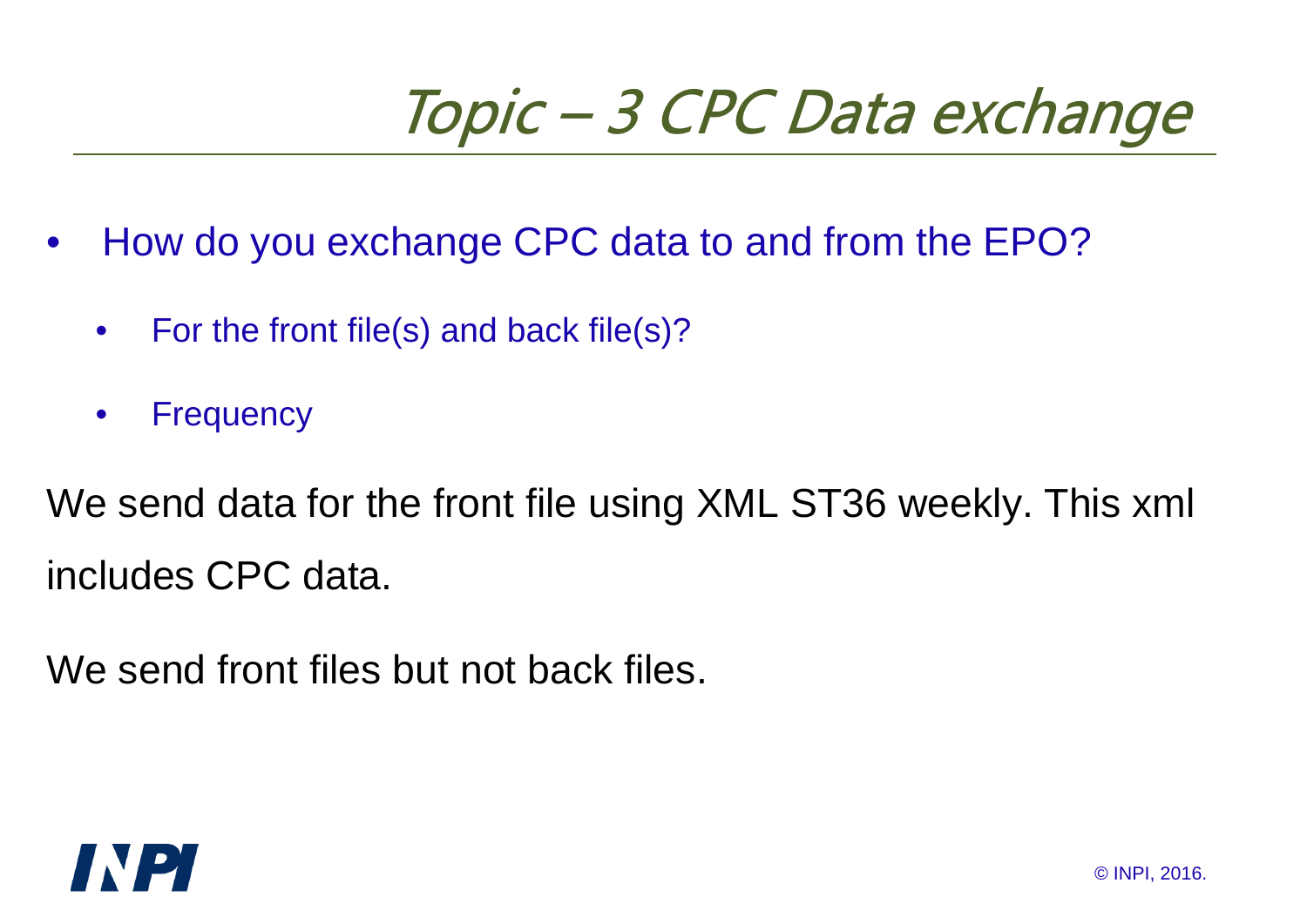# *Topic – 3 CPC Data exchange*

- How do you exchange CPC data to and from the EPO?
  - For the front file(s) and back file(s)?
  - Frequency

We send data for the front file using XML ST36 weekly. This xml includes CPC data.

We send front files but not back files.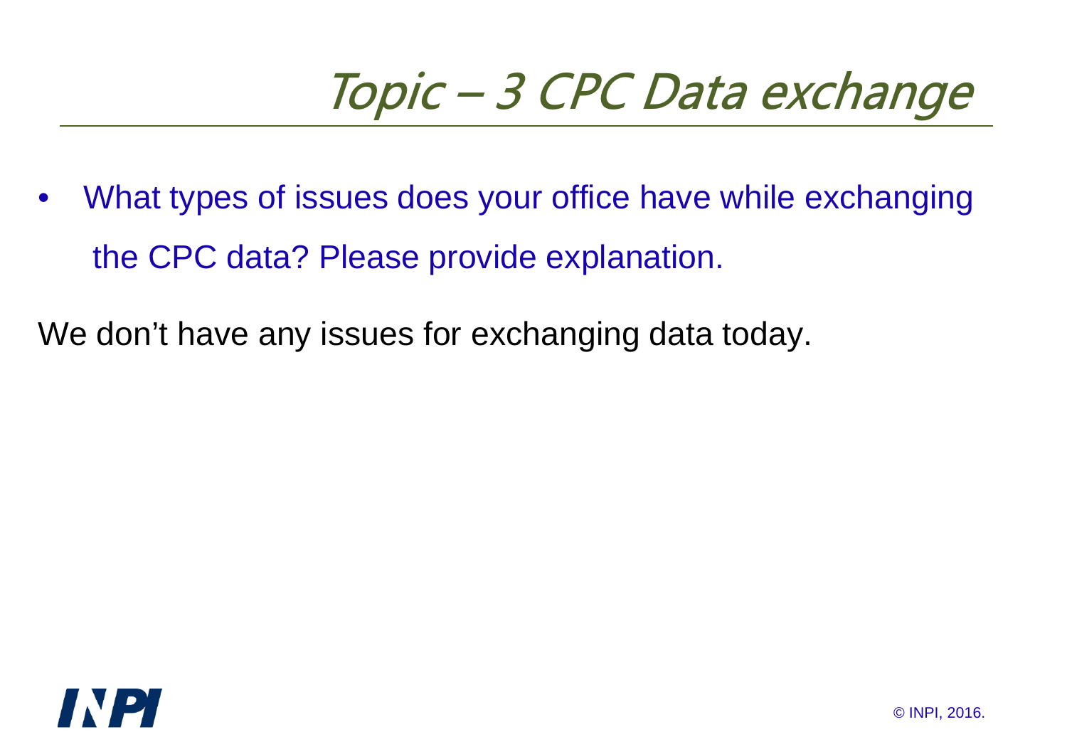# Topic – 3 CPC Data exchange

- What types of issues does your office have while exchanging the CPC data? Please provide explanation.

We don't have any issues for exchanging data today.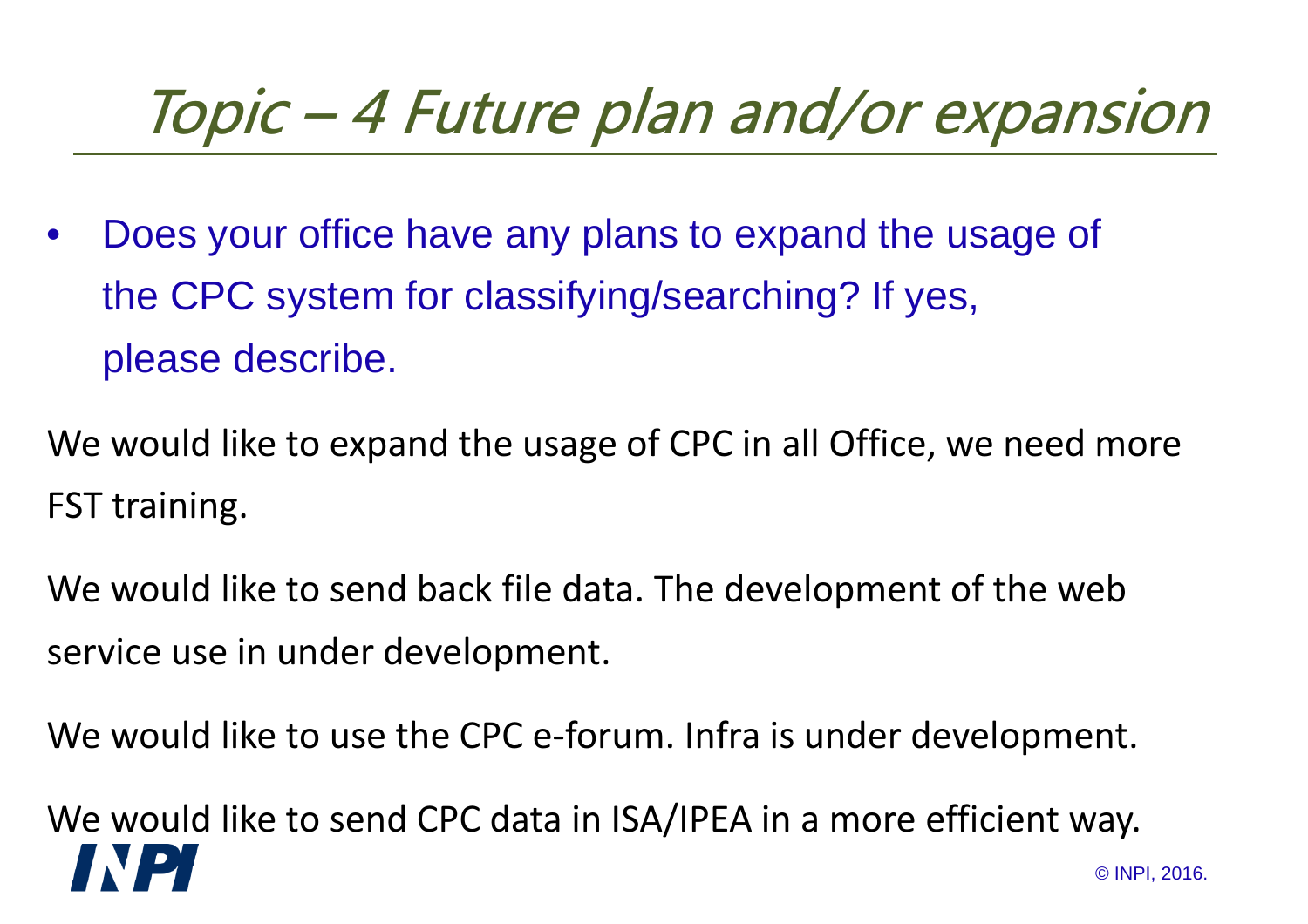# Topic – 4 Future plan and/or expansion

- Does your office have any plans to expand the usage of the CPC system for classifying/searching? If yes, please describe.

We would like to expand the usage of CPC in all Office, we need more FST training.

We would like to send back file data. The development of the web service use in under development.

We would like to use the CPC e-forum. Infra is under development.

We would like to send CPC data in ISA/IPEA in a more efficient way.

© INPI, 2016.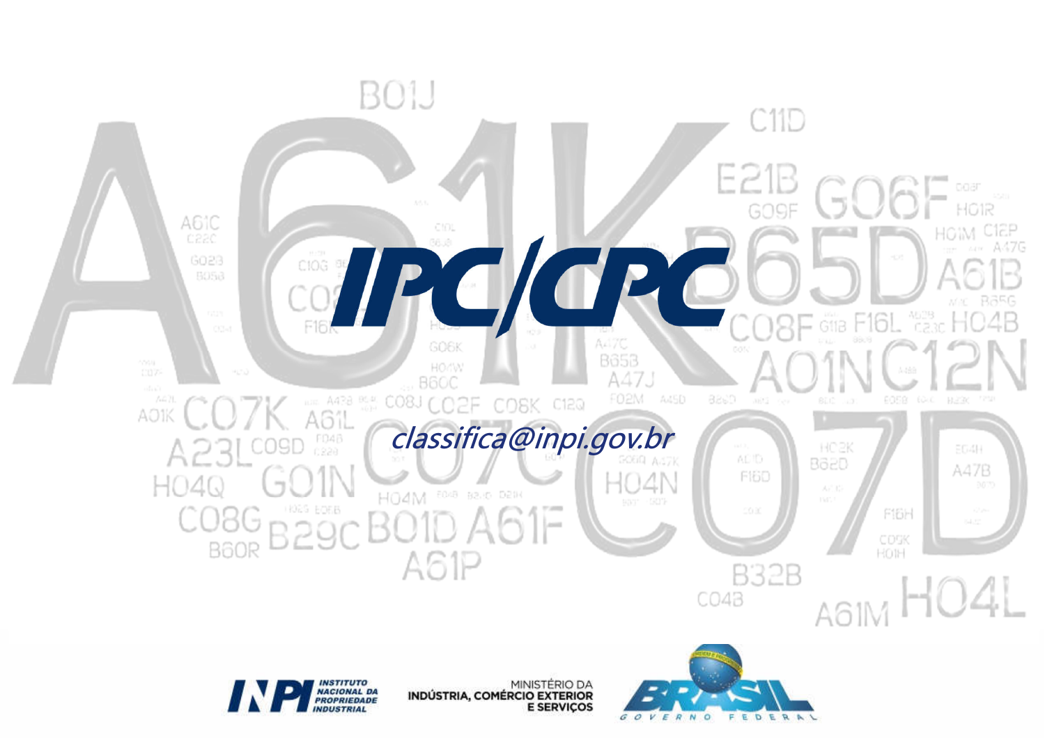# IPC/CPC

*classifica@inpi.gov.br*

INPI INSTITUTO NACIONAL DA PROPRIEDADE INDUSTRIAL

MINISTÉRIO DA INDÚSTRIA, COMÉRCIO EXTERIOR E SERVIÇOS

BRASIL GOVERNO FEDERAL